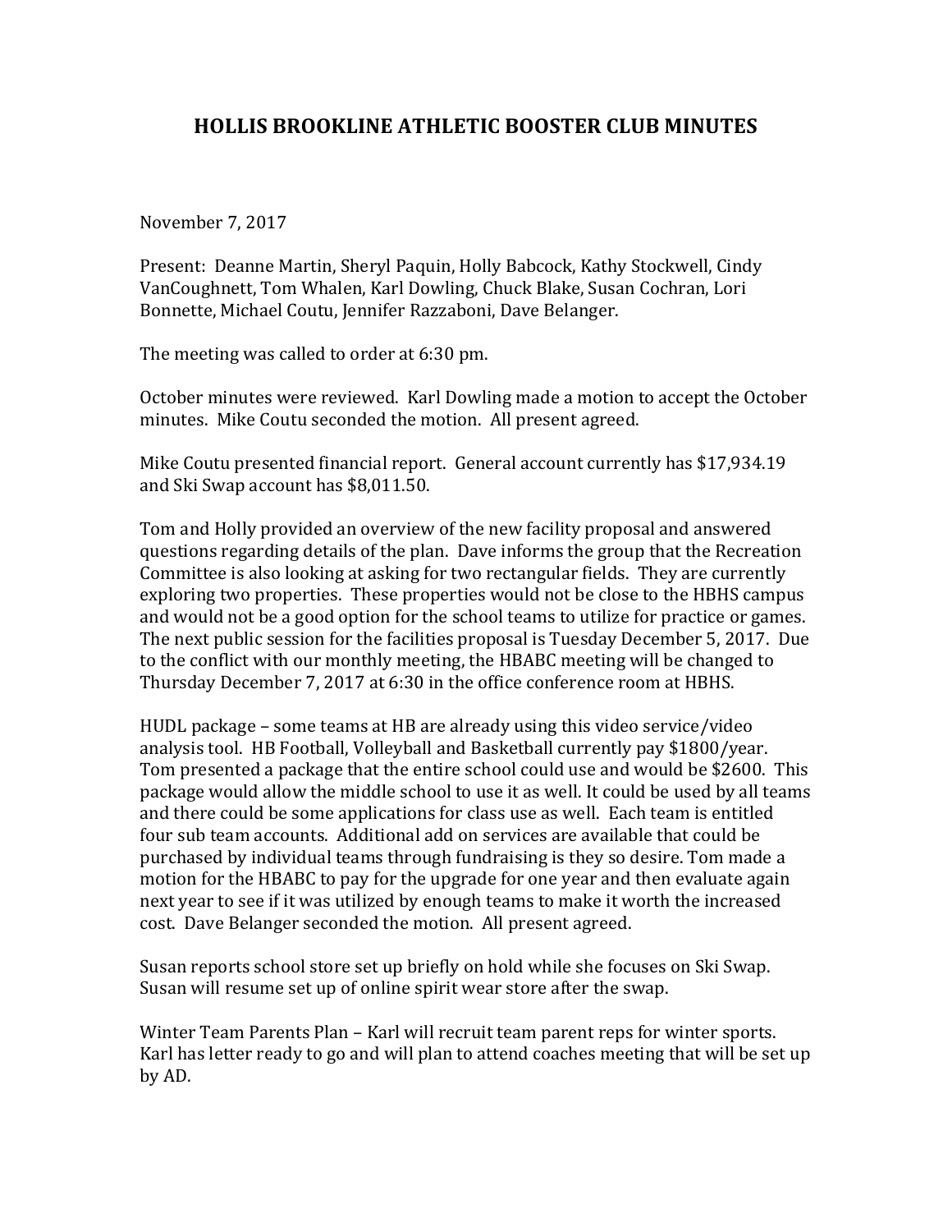# HOLLIS BROOKLINE ATHLETIC BOOSTER CLUB MINUTES

November 7, 2017

Present: Deanne Martin, Sheryl Paquin, Holly Babcock, Kathy Stockwell, Cindy VanCoughnett, Tom Whalen, Karl Dowling, Chuck Blake, Susan Cochran, Lori Bonnette, Michael Coutu, Jennifer Razzaboni, Dave Belanger.

The meeting was called to order at 6:30 pm.

October minutes were reviewed. Karl Dowling made a motion to accept the October minutes. Mike Coutu seconded the motion. All present agreed.

Mike Coutu presented financial report. General account currently has $17,934.19 and Ski Swap account has $8,011.50.

Tom and Holly provided an overview of the new facility proposal and answered questions regarding details of the plan. Dave informs the group that the Recreation Committee is also looking at asking for two rectangular fields. They are currently exploring two properties. These properties would not be close to the HBHS campus and would not be a good option for the school teams to utilize for practice or games. The next public session for the facilities proposal is Tuesday December 5, 2017. Due to the conflict with our monthly meeting, the HBABC meeting will be changed to Thursday December 7, 2017 at 6:30 in the office conference room at HBHS.

HUDL package – some teams at HB are already using this video service/video analysis tool. HB Football, Volleyball and Basketball currently pay $1800/year. Tom presented a package that the entire school could use and would be $2600. This package would allow the middle school to use it as well. It could be used by all teams and there could be some applications for class use as well. Each team is entitled four sub team accounts. Additional add on services are available that could be purchased by individual teams through fundraising is they so desire. Tom made a motion for the HBABC to pay for the upgrade for one year and then evaluate again next year to see if it was utilized by enough teams to make it worth the increased cost. Dave Belanger seconded the motion. All present agreed.

Susan reports school store set up briefly on hold while she focuses on Ski Swap. Susan will resume set up of online spirit wear store after the swap.

Winter Team Parents Plan – Karl will recruit team parent reps for winter sports. Karl has letter ready to go and will plan to attend coaches meeting that will be set up by AD.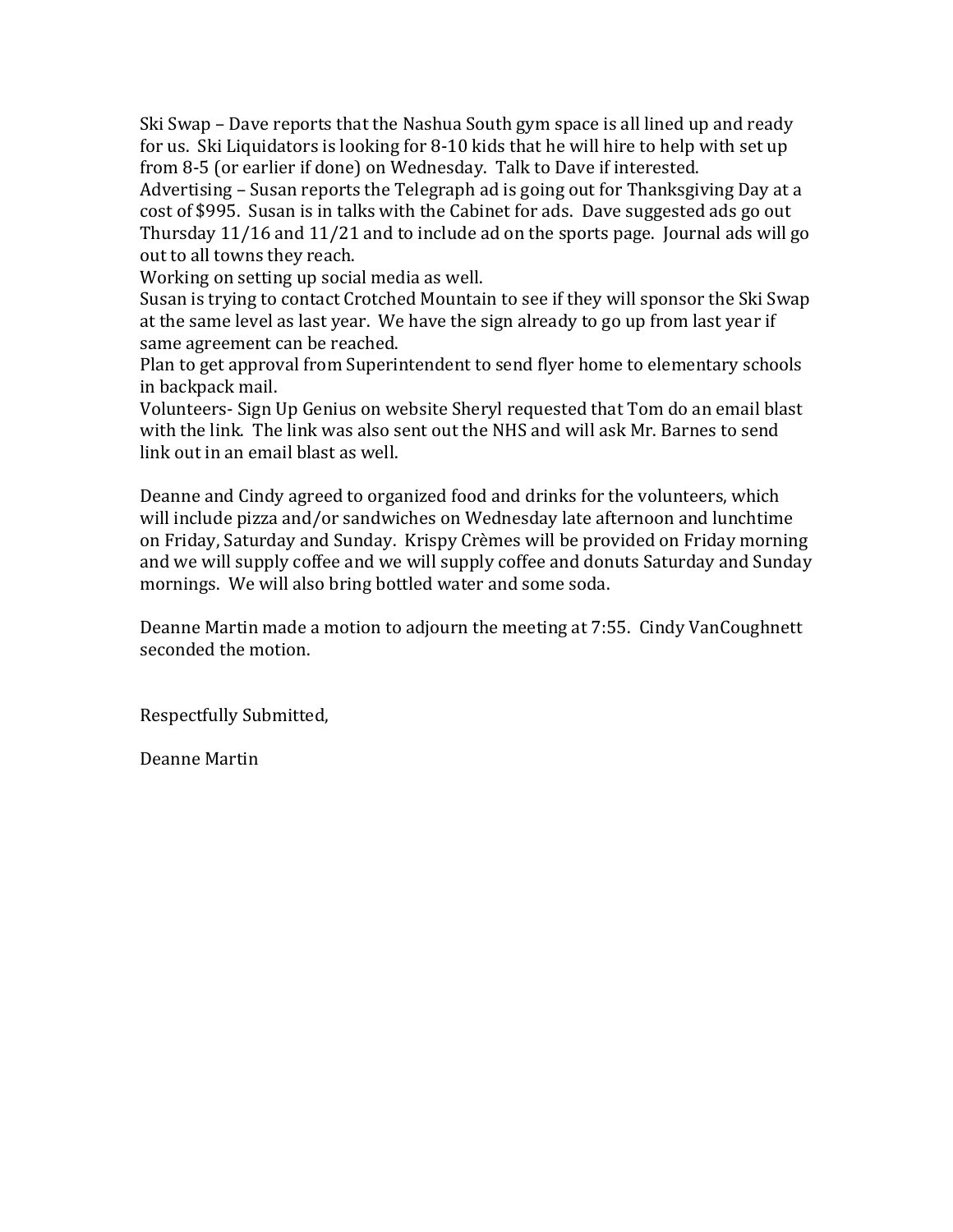Ski Swap – Dave reports that the Nashua South gym space is all lined up and ready for us. Ski Liquidators is looking for 8-10 kids that he will hire to help with set up from 8-5 (or earlier if done) on Wednesday. Talk to Dave if interested.
Advertising – Susan reports the Telegraph ad is going out for Thanksgiving Day at a cost of $995. Susan is in talks with the Cabinet for ads. Dave suggested ads go out Thursday 11/16 and 11/21 and to include ad on the sports page. Journal ads will go out to all towns they reach.
Working on setting up social media as well.
Susan is trying to contact Crotched Mountain to see if they will sponsor the Ski Swap at the same level as last year. We have the sign already to go up from last year if same agreement can be reached.
Plan to get approval from Superintendent to send flyer home to elementary schools in backpack mail.
Volunteers- Sign Up Genius on website Sheryl requested that Tom do an email blast with the link. The link was also sent out the NHS and will ask Mr. Barnes to send link out in an email blast as well.

Deanne and Cindy agreed to organized food and drinks for the volunteers, which will include pizza and/or sandwiches on Wednesday late afternoon and lunchtime on Friday, Saturday and Sunday. Krispy Crèmes will be provided on Friday morning and we will supply coffee and we will supply coffee and donuts Saturday and Sunday mornings. We will also bring bottled water and some soda.

Deanne Martin made a motion to adjourn the meeting at 7:55. Cindy VanCoughnett seconded the motion.

Respectfully Submitted,

Deanne Martin